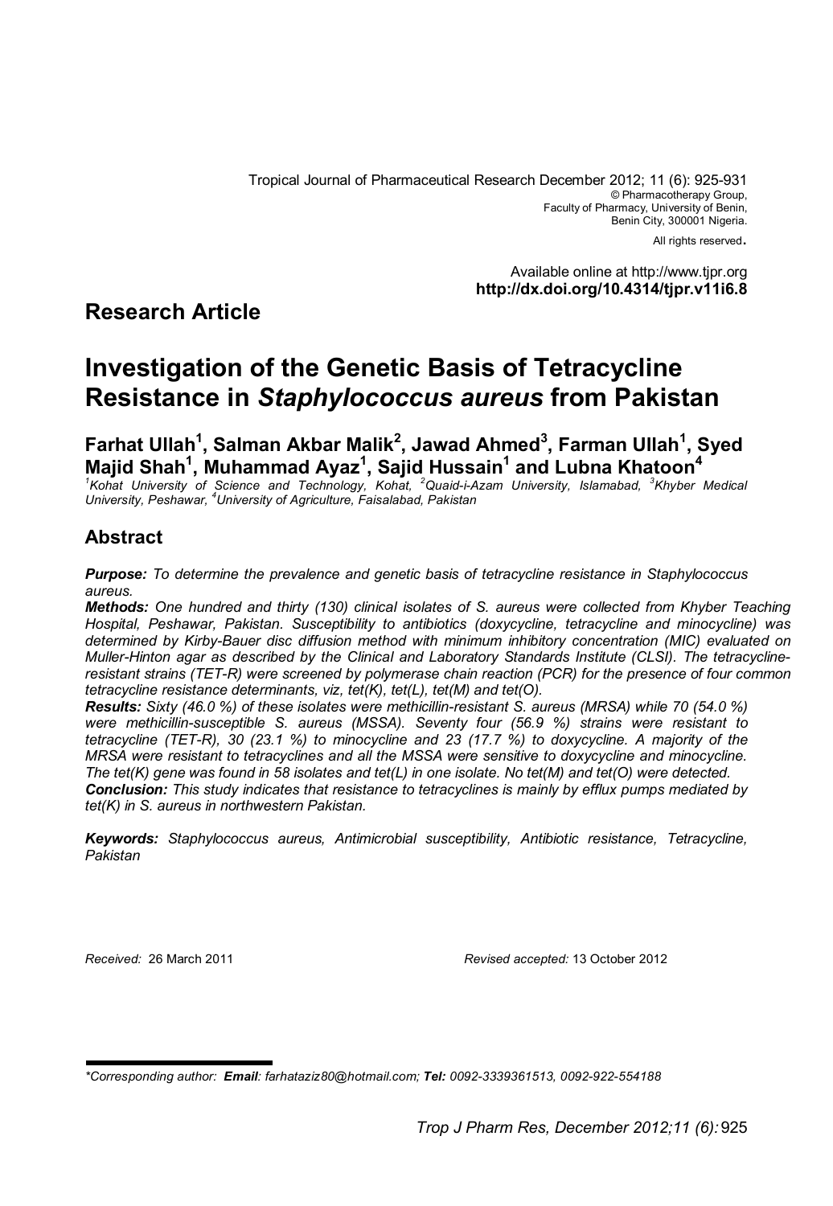Tropical Journal of Pharmaceutical Research December 2012; 11 (6): 925-931
© Pharmacotherapy Group,
Faculty of Pharmacy, University of Benin,
Benin City, 300001 Nigeria.
All rights reserved.

Available online at http://www.tjpr.org
**http://dx.doi.org/10.4314/tjpr.v11i6.8**

## Research Article

# Investigation of the Genetic Basis of Tetracycline Resistance in *Staphylococcus aureus* from Pakistan

**Farhat Ullah[1], Salman Akbar Malik[2], Jawad Ahmed[3], Farman Ullah[1], Syed Majid Shah[1], Muhammad Ayaz[1], Sajid Hussain[1] and Lubna Khatoon[4]**

*[1]Kohat University of Science and Technology, Kohat, [2]Quaid-i-Azam University, Islamabad, [3]Khyber Medical University, Peshawar, [4]University of Agriculture, Faisalabad, Pakistan*

## Abstract

***Purpose:*** *To determine the prevalence and genetic basis of tetracycline resistance in Staphylococcus aureus.*

***Methods:*** *One hundred and thirty (130) clinical isolates of S. aureus were collected from Khyber Teaching Hospital, Peshawar, Pakistan. Susceptibility to antibiotics (doxycycline, tetracycline and minocycline) was determined by Kirby-Bauer disc diffusion method with minimum inhibitory concentration (MIC) evaluated on Muller-Hinton agar as described by the Clinical and Laboratory Standards Institute (CLSI). The tetracycline-resistant strains (TET-R) were screened by polymerase chain reaction (PCR) for the presence of four common tetracycline resistance determinants, viz, tet(K), tet(L), tet(M) and tet(O).*

***Results:*** *Sixty (46.0 %) of these isolates were methicillin-resistant S. aureus (MRSA) while 70 (54.0 %) were methicillin-susceptible S. aureus (MSSA). Seventy four (56.9 %) strains were resistant to tetracycline (TET-R), 30 (23.1 %) to minocycline and 23 (17.7 %) to doxycycline. A majority of the MRSA were resistant to tetracyclines and all the MSSA were sensitive to doxycycline and minocycline. The tet(K) gene was found in 58 isolates and tet(L) in one isolate. No tet(M) and tet(O) were detected.*

***Conclusion:*** *This study indicates that resistance to tetracyclines is mainly by efflux pumps mediated by tet(K) in S. aureus in northwestern Pakistan.*

***Keywords:*** *Staphylococcus aureus, Antimicrobial susceptibility, Antibiotic resistance, Tetracycline, Pakistan*

*Received:* 26 March 2011 *Revised accepted:* 13 October 2012

*\*Corresponding author: **Email**: farhataziz80@hotmail.com; **Tel:** 0092-3339361513, 0092-922-554188*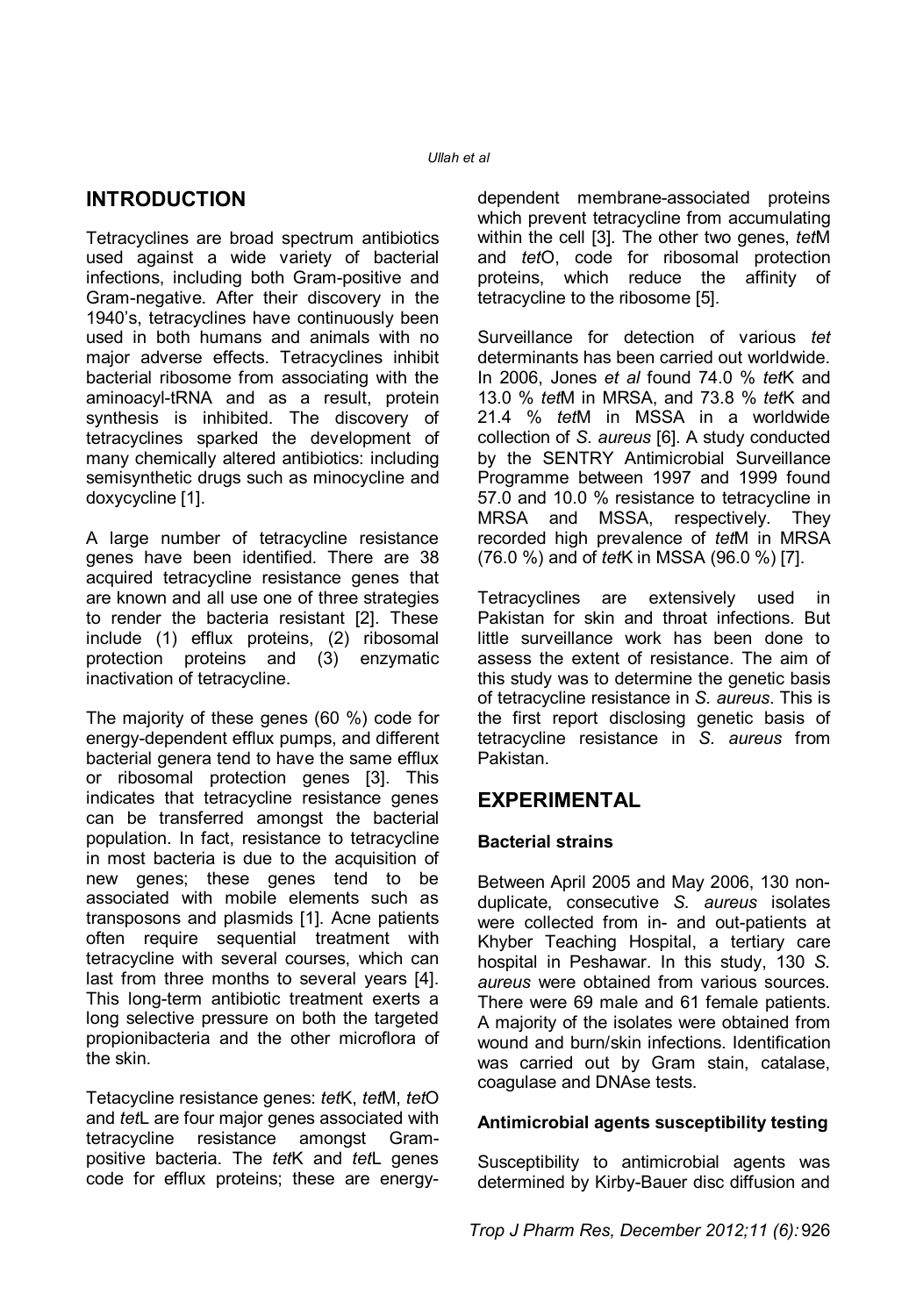## INTRODUCTION

Tetracyclines are broad spectrum antibiotics used against a wide variety of bacterial infections, including both Gram-positive and Gram-negative. After their discovery in the 1940's, tetracyclines have continuously been used in both humans and animals with no major adverse effects. Tetracyclines inhibit bacterial ribosome from associating with the aminoacyl-tRNA and as a result, protein synthesis is inhibited. The discovery of tetracyclines sparked the development of many chemically altered antibiotics: including semisynthetic drugs such as minocycline and doxycycline [1].

A large number of tetracycline resistance genes have been identified. There are 38 acquired tetracycline resistance genes that are known and all use one of three strategies to render the bacteria resistant [2]. These include (1) efflux proteins, (2) ribosomal protection proteins and (3) enzymatic inactivation of tetracycline.

The majority of these genes (60 %) code for energy-dependent efflux pumps, and different bacterial genera tend to have the same efflux or ribosomal protection genes [3]. This indicates that tetracycline resistance genes can be transferred amongst the bacterial population. In fact, resistance to tetracycline in most bacteria is due to the acquisition of new genes; these genes tend to be associated with mobile elements such as transposons and plasmids [1]. Acne patients often require sequential treatment with tetracycline with several courses, which can last from three months to several years [4]. This long-term antibiotic treatment exerts a long selective pressure on both the targeted propionibacteria and the other microflora of the skin.

Tetacycline resistance genes: *tet*K, *tet*M, *tet*O and *tet*L are four major genes associated with tetracycline resistance amongst Gram-positive bacteria. The *tet*K and *tet*L genes code for efflux proteins; these are energy-dependent membrane-associated proteins which prevent tetracycline from accumulating within the cell [3]. The other two genes, *tet*M and *tet*O, code for ribosomal protection proteins, which reduce the affinity of tetracycline to the ribosome [5].

Surveillance for detection of various *tet* determinants has been carried out worldwide. In 2006, Jones *et al* found 74.0 % *tet*K and 13.0 % *tet*M in MRSA, and 73.8 % *tet*K and 21.4 % *tet*M in MSSA in a worldwide collection of *S. aureus* [6]. A study conducted by the SENTRY Antimicrobial Surveillance Programme between 1997 and 1999 found 57.0 and 10.0 % resistance to tetracycline in MRSA and MSSA, respectively. They recorded high prevalence of *tet*M in MRSA (76.0 %) and of *tet*K in MSSA (96.0 %) [7].

Tetracyclines are extensively used in Pakistan for skin and throat infections. But little surveillance work has been done to assess the extent of resistance. The aim of this study was to determine the genetic basis of tetracycline resistance in *S. aureus*. This is the first report disclosing genetic basis of tetracycline resistance in *S. aureus* from Pakistan.

## EXPERIMENTAL

### Bacterial strains

Between April 2005 and May 2006, 130 non-duplicate, consecutive *S. aureus* isolates were collected from in- and out-patients at Khyber Teaching Hospital, a tertiary care hospital in Peshawar. In this study, 130 *S. aureus* were obtained from various sources. There were 69 male and 61 female patients. A majority of the isolates were obtained from wound and burn/skin infections. Identification was carried out by Gram stain, catalase, coagulase and DNAse tests.

### Antimicrobial agents susceptibility testing

Susceptibility to antimicrobial agents was determined by Kirby-Bauer disc diffusion and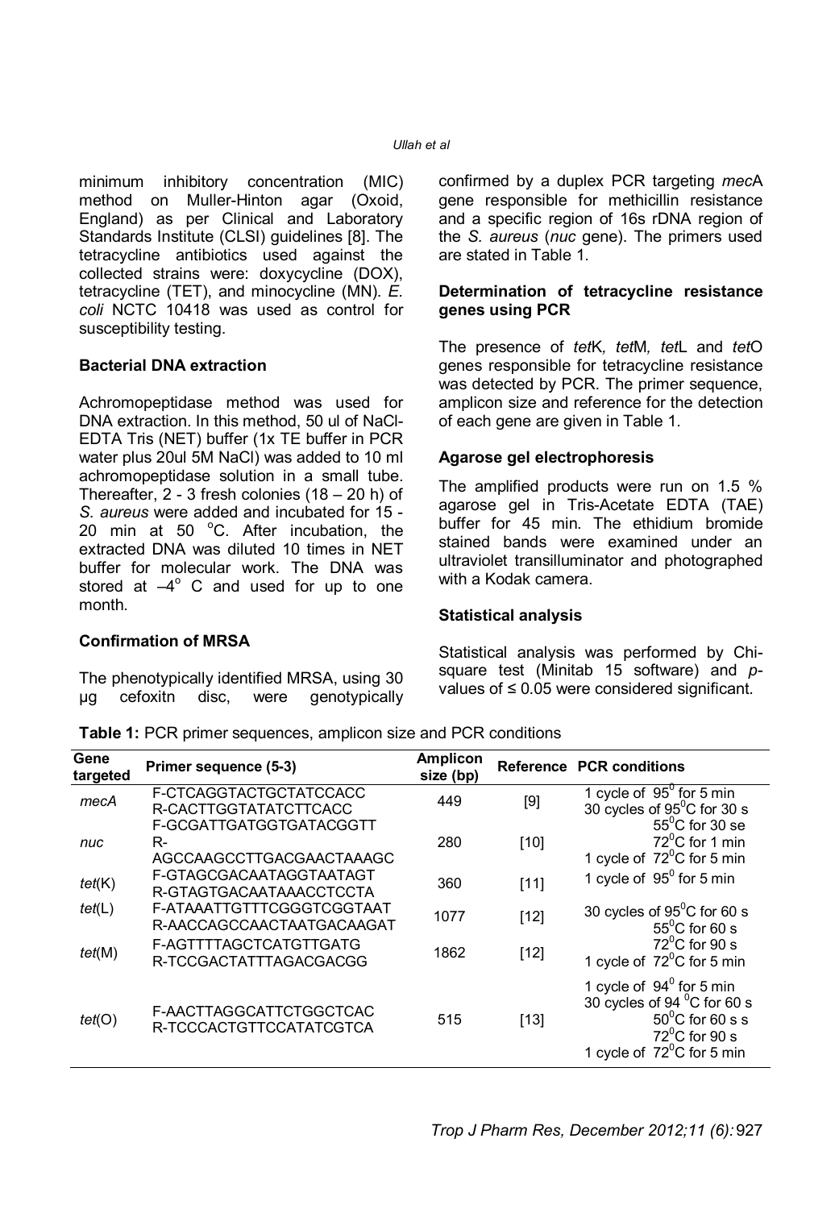minimum inhibitory concentration (MIC) method on Muller-Hinton agar (Oxoid, England) as per Clinical and Laboratory Standards Institute (CLSI) guidelines [8]. The tetracycline antibiotics used against the collected strains were: doxycycline (DOX), tetracycline (TET), and minocycline (MN). *E. coli* NCTC 10418 was used as control for susceptibility testing.

**Bacterial DNA extraction**

Achromopeptidase method was used for DNA extraction. In this method, 50 ul of NaCl-EDTA Tris (NET) buffer (1x TE buffer in PCR water plus 20ul 5M NaCl) was added to 10 ml achromopeptidase solution in a small tube. Thereafter, 2 - 3 fresh colonies (18 – 20 h) of *S. aureus* were added and incubated for 15 - 20 min at 50 °C. After incubation, the extracted DNA was diluted 10 times in NET buffer for molecular work. The DNA was stored at –4° C and used for up to one month.

**Confirmation of MRSA**

The phenotypically identified MRSA, using 30 µg cefoxitn disc, were genotypically confirmed by a duplex PCR targeting *mec*A gene responsible for methicillin resistance and a specific region of 16s rDNA region of the *S. aureus* (*nuc* gene). The primers used are stated in Table 1.

**Determination of tetracycline resistance genes using PCR**

The presence of *tet*K*, tet*M*, tet*L and *tet*O genes responsible for tetracycline resistance was detected by PCR. The primer sequence, amplicon size and reference for the detection of each gene are given in Table 1.

**Agarose gel electrophoresis**

The amplified products were run on 1.5 % agarose gel in Tris-Acetate EDTA (TAE) buffer for 45 min. The ethidium bromide stained bands were examined under an ultraviolet transilluminator and photographed with a Kodak camera.

**Statistical analysis**

Statistical analysis was performed by Chi-square test (Minitab 15 software) and *p*-values of ≤ 0.05 were considered significant.

**Table 1:** PCR primer sequences, amplicon size and PCR conditions

| Gene targeted | Primer sequence (5-3) | Amplicon size (bp) | Reference | PCR conditions |
|---|---|---|---|---|
| *mecA* | F-CTCAGGTACTGCTATCCACC<br>R-CACTTGGTATATCTTCACC | 449 | [9] | 1 cycle of 95$^0$ for 5 min<br>30 cycles of 95$^0$C for 30 s<br>55$^0$C for 30 se<br>72$^0$C for 1 min<br>1 cycle of 72$^0$C for 5 min |
| *nuc* | F-GCGATTGATGGTGATACGGTT<br>R-AGCCAAGCCTTGACGAACTAAAGC | 280 | [10] | |
| *tet*(K) | F-GTAGCGACAATAGGTAATAGT<br>R-GTAGTGACAATAAACCTCCTA | 360 | [11] | 1 cycle of 95$^0$ for 5 min<br>30 cycles of 95$^0$C for 60 s<br>55$^0$C for 60 s<br>72$^0$C for 90 s<br>1 cycle of 72$^0$C for 5 min |
| *tet*(L) | F-ATAAATTGTTTCGGGTCGGTAAT<br>R-AACCAGCCAACTAATGACAAGAT | 1077 | [12] | |
| *tet*(M) | F-AGTTTTAGCTCATGTTGATG<br>R-TCCGACTATTTAGACGACGG | 1862 | [12] | |
| *tet*(O) | F-AACTTAGGCATTCTGGCTCAC<br>R-TCCCACTGTTCCATATCGTCA | 515 | [13] | 1 cycle of 94$^0$ for 5 min<br>30 cycles of 94 $^0$C for 60 s<br>50$^0$C for 60 s s<br>72$^0$C for 90 s<br>1 cycle of 72$^0$C for 5 min |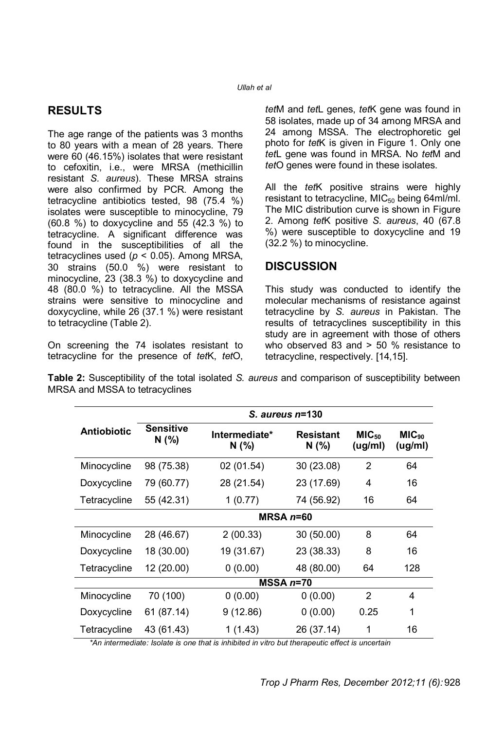## RESULTS

The age range of the patients was 3 months to 80 years with a mean of 28 years. There were 60 (46.15%) isolates that were resistant to cefoxitin, i.e., were MRSA (methicillin resistant *S. aureus*). These MRSA strains were also confirmed by PCR. Among the tetracycline antibiotics tested, 98 (75.4 %) isolates were susceptible to minocycline, 79 (60.8 %) to doxycycline and 55 (42.3 %) to tetracycline. A significant difference was found in the susceptibilities of all the tetracyclines used ($p < 0.05$). Among MRSA, 30 strains (50.0 %) were resistant to minocycline, 23 (38.3 %) to doxycycline and 48 (80.0 %) to tetracycline. All the MSSA strains were sensitive to minocycline and doxycycline, while 26 (37.1 %) were resistant to tetracycline (Table 2).

On screening the 74 isolates resistant to tetracycline for the presence of *tet*K, *tet*O, *tet*M and *tet*L genes, *tet*K gene was found in 58 isolates, made up of 34 among MRSA and 24 among MSSA. The electrophoretic gel photo for *tet*K is given in Figure 1. Only one *tet*L gene was found in MRSA. No *tet*M and *tet*O genes were found in these isolates.

All the *tet*K positive strains were highly resistant to tetracycline, $MIC_{50}$ being 64ml/ml. The MIC distribution curve is shown in Figure 2. Among *tet*K positive *S. aureus*, 40 (67.8 %) were susceptible to doxycycline and 19 (32.2 %) to minocycline.

## DISCUSSION

This study was conducted to identify the molecular mechanisms of resistance against tetracycline by *S. aureus* in Pakistan. The results of tetracyclines susceptibility in this study are in agreement with those of others who observed 83 and > 50 % resistance to tetracycline, respectively. [14,15].

**Table 2:** Susceptibility of the total isolated *S. aureus* and comparison of susceptibility between MRSA and MSSA to tetracyclines

| Antibiotic | Sensitive N (%) | Intermediate* N (%) | Resistant N (%) | $MIC_{50}$ (ug/ml) | $MIC_{90}$ (ug/ml) |
|---|---|---|---|---|---|
| | ***S. aureus* n=130** | | | | |
| Minocycline | 98 (75.38) | 02 (01.54) | 30 (23.08) | 2 | 64 |
| Doxycycline | 79 (60.77) | 28 (21.54) | 23 (17.69) | 4 | 16 |
| Tetracycline | 55 (42.31) | 1 (0.77) | 74 (56.92) | 16 | 64 |
| | **MRSA *n*=60** | | | | |
| Minocycline | 28 (46.67) | 2 (00.33) | 30 (50.00) | 8 | 64 |
| Doxycycline | 18 (30.00) | 19 (31.67) | 23 (38.33) | 8 | 16 |
| Tetracycline | 12 (20.00) | 0 (0.00) | 48 (80.00) | 64 | 128 |
| | **MSSA *n*=70** | | | | |
| Minocycline | 70 (100) | 0 (0.00) | 0 (0.00) | 2 | 4 |
| Doxycycline | 61 (87.14) | 9 (12.86) | 0 (0.00) | 0.25 | 1 |
| Tetracycline | 43 (61.43) | 1 (1.43) | 26 (37.14) | 1 | 16 |

*\*An intermediate: Isolate is one that is inhibited in vitro but therapeutic effect is uncertain*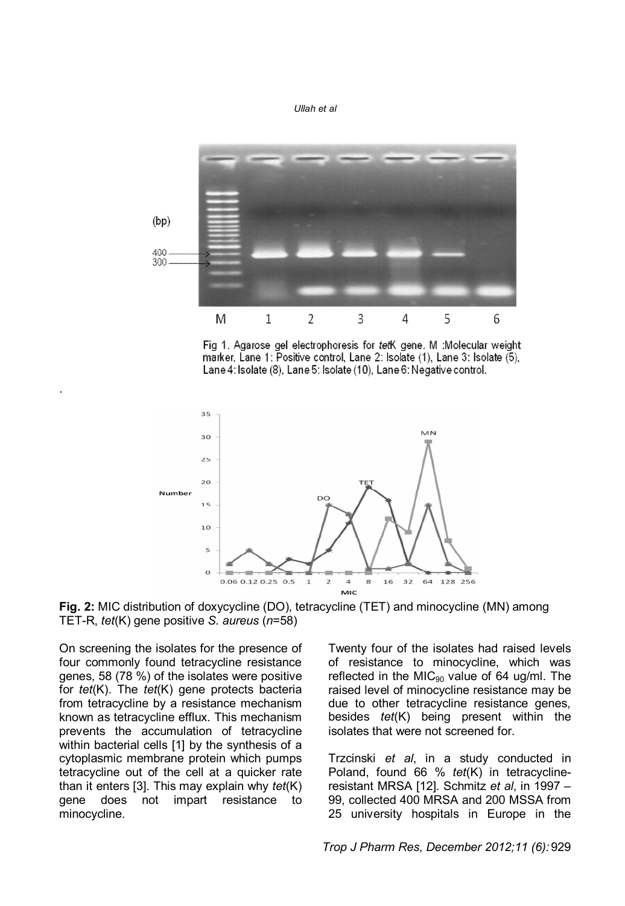(bp)

400

300

M 1 2 3 4 5 6

Fig 1. Agarose gel electrophoresis for *tet*K gene. M :Molecular weight marker, Lane 1: Positive control, Lane 2: Isolate (1), Lane 3: Isolate (5), Lane 4: Isolate (8), Lane 5: Isolate (10), Lane 6: Negative control.

35
30
25
20
15
10
5
0

Number

DO

TET

MN

0.06 0.12 0.25 0.5 1 2 4 8 16 32 64 128 256

MIC

**Fig. 2:** MIC distribution of doxycycline (DO), tetracycline (TET) and minocycline (MN) among TET-R, *tet*(K) gene positive *S. aureus* (*n*=58)

On screening the isolates for the presence of four commonly found tetracycline resistance genes, 58 (78 %) of the isolates were positive for *tet*(K). The *tet*(K) gene protects bacteria from tetracycline by a resistance mechanism known as tetracycline efflux. This mechanism prevents the accumulation of tetracycline within bacterial cells [1] by the synthesis of a cytoplasmic membrane protein which pumps tetracycline out of the cell at a quicker rate than it enters [3]. This may explain why *tet*(K) gene does not impart resistance to minocycline.

Twenty four of the isolates had raised levels of resistance to minocycline, which was reflected in the $MIC_{90}$ value of 64 ug/ml. The raised level of minocycline resistance may be due to other tetracycline resistance genes, besides *tet*(K) being present within the isolates that were not screened for.

Trzcinski *et al*, in a study conducted in Poland, found 66 % *tet*(K) in tetracycline-resistant MRSA [12]. Schmitz *et al*, in 1997 – 99, collected 400 MRSA and 200 MSSA from 25 university hospitals in Europe in the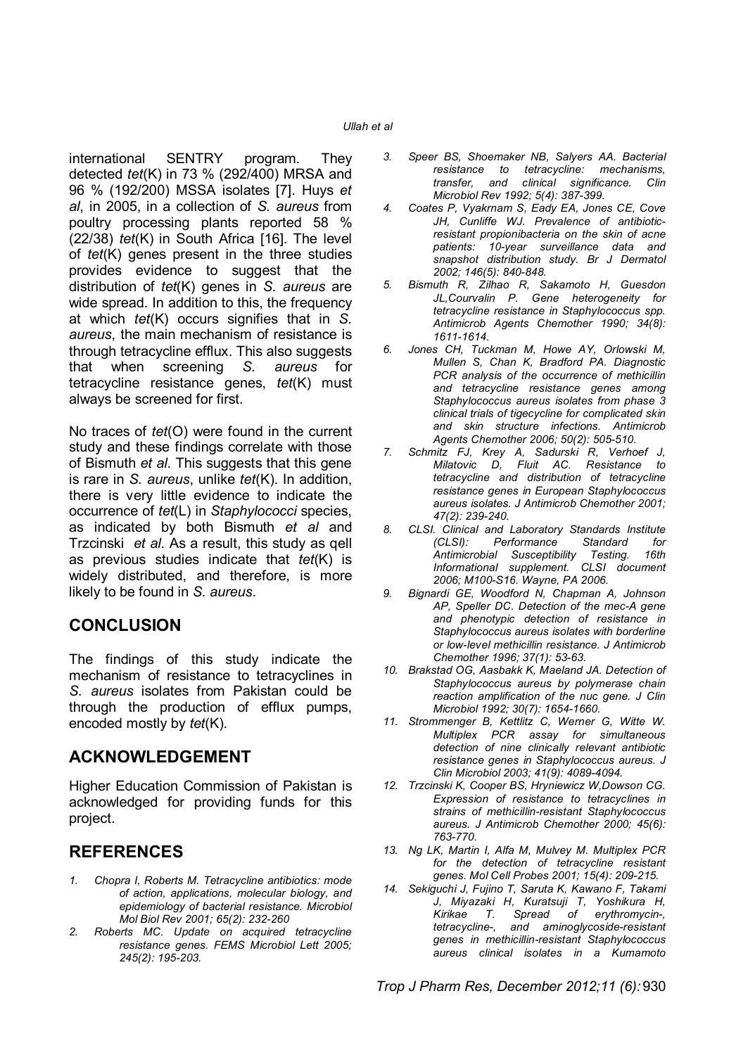international SENTRY program. They detected *tet*(K) in 73 % (292/400) MRSA and 96 % (192/200) MSSA isolates [7]. Huys *et al*, in 2005, in a collection of *S. aureus* from poultry processing plants reported 58 % (22/38) *tet*(K) in South Africa [16]. The level of *tet*(K) genes present in the three studies provides evidence to suggest that the distribution of *tet*(K) genes in *S. aureus* are wide spread. In addition to this, the frequency at which *tet*(K) occurs signifies that in *S. aureus*, the main mechanism of resistance is through tetracycline efflux. This also suggests that when screening *S. aureus* for tetracycline resistance genes, *tet*(K) must always be screened for first.

No traces of *tet*(O) were found in the current study and these findings correlate with those of Bismuth *et al*. This suggests that this gene is rare in *S. aureus*, unlike *tet*(K). In addition, there is very little evidence to indicate the occurrence of *tet*(L) in *Staphylococci* species, as indicated by both Bismuth *et al* and Trzcinski *et al*. As a result, this study as qell as previous studies indicate that *tet*(K) is widely distributed, and therefore, is more likely to be found in *S. aureus*.

## CONCLUSION

The findings of this study indicate the mechanism of resistance to tetracyclines in *S. aureus* isolates from Pakistan could be through the production of efflux pumps, encoded mostly by *tet*(K).

## ACKNOWLEDGEMENT

Higher Education Commission of Pakistan is acknowledged for providing funds for this project.

## REFERENCES

1. Chopra I, Roberts M. Tetracycline antibiotics: mode of action, applications, molecular biology, and epidemiology of bacterial resistance. Microbiol Mol Biol Rev 2001; 65(2): 232-260
2. Roberts MC. Update on acquired tetracycline resistance genes. FEMS Microbiol Lett 2005; 245(2): 195-203.
3. Speer BS, Shoemaker NB, Salyers AA. Bacterial resistance to tetracycline: mechanisms, transfer, and clinical significance. Clin Microbiol Rev 1992; 5(4): 387-399.
4. Coates P, Vyakrnam S, Eady EA, Jones CE, Cove JH, Cunliffe WJ. Prevalence of antibiotic-resistant propionibacteria on the skin of acne patients: 10-year surveillance data and snapshot distribution study. Br J Dermatol 2002; 146(5): 840-848.
5. Bismuth R, Zilhao R, Sakamoto H, Guesdon JL,Courvalin P. Gene heterogeneity for tetracycline resistance in Staphylococcus spp. Antimicrob Agents Chemother 1990; 34(8): 1611-1614.
6. Jones CH, Tuckman M, Howe AY, Orlowski M, Mullen S, Chan K, Bradford PA. Diagnostic PCR analysis of the occurrence of methicillin and tetracycline resistance genes among Staphylococcus aureus isolates from phase 3 clinical trials of tigecycline for complicated skin and skin structure infections. Antimicrob Agents Chemother 2006; 50(2): 505-510.
7. Schmitz FJ, Krey A, Sadurski R, Verhoef J, Milatovic D, Fluit AC. Resistance to tetracycline and distribution of tetracycline resistance genes in European Staphylococcus aureus isolates. J Antimicrob Chemother 2001; 47(2): 239-240.
8. CLSI. Clinical and Laboratory Standards Institute (CLSI): Performance Standard for Antimicrobial Susceptibility Testing. 16th Informational supplement. CLSI document 2006; M100-S16. Wayne, PA 2006.
9. Bignardi GE, Woodford N, Chapman A, Johnson AP, Speller DC. Detection of the mec-A gene and phenotypic detection of resistance in Staphylococcus aureus isolates with borderline or low-level methicillin resistance. J Antimicrob Chemother 1996; 37(1): 53-63.
10. Brakstad OG, Aasbakk K, Maeland JA. Detection of Staphylococcus aureus by polymerase chain reaction amplification of the nuc gene. J Clin Microbiol 1992; 30(7): 1654-1660.
11. Strommenger B, Kettlitz C, Werner G, Witte W. Multiplex PCR assay for simultaneous detection of nine clinically relevant antibiotic resistance genes in Staphylococcus aureus. J Clin Microbiol 2003; 41(9): 4089-4094.
12. Trzcinski K, Cooper BS, Hryniewicz W,Dowson CG. Expression of resistance to tetracyclines in strains of methicillin-resistant Staphylococcus aureus. J Antimicrob Chemother 2000; 45(6): 763-770.
13. Ng LK, Martin I, Alfa M, Mulvey M. Multiplex PCR for the detection of tetracycline resistant genes. Mol Cell Probes 2001; 15(4): 209-215.
14. Sekiguchi J, Fujino T, Saruta K, Kawano F, Takami J, Miyazaki H, Kuratsuji T, Yoshikura H, Kirikae T. Spread of erythromycin-, tetracycline-, and aminoglycoside-resistant genes in methicillin-resistant Staphylococcus aureus clinical isolates in a Kumamoto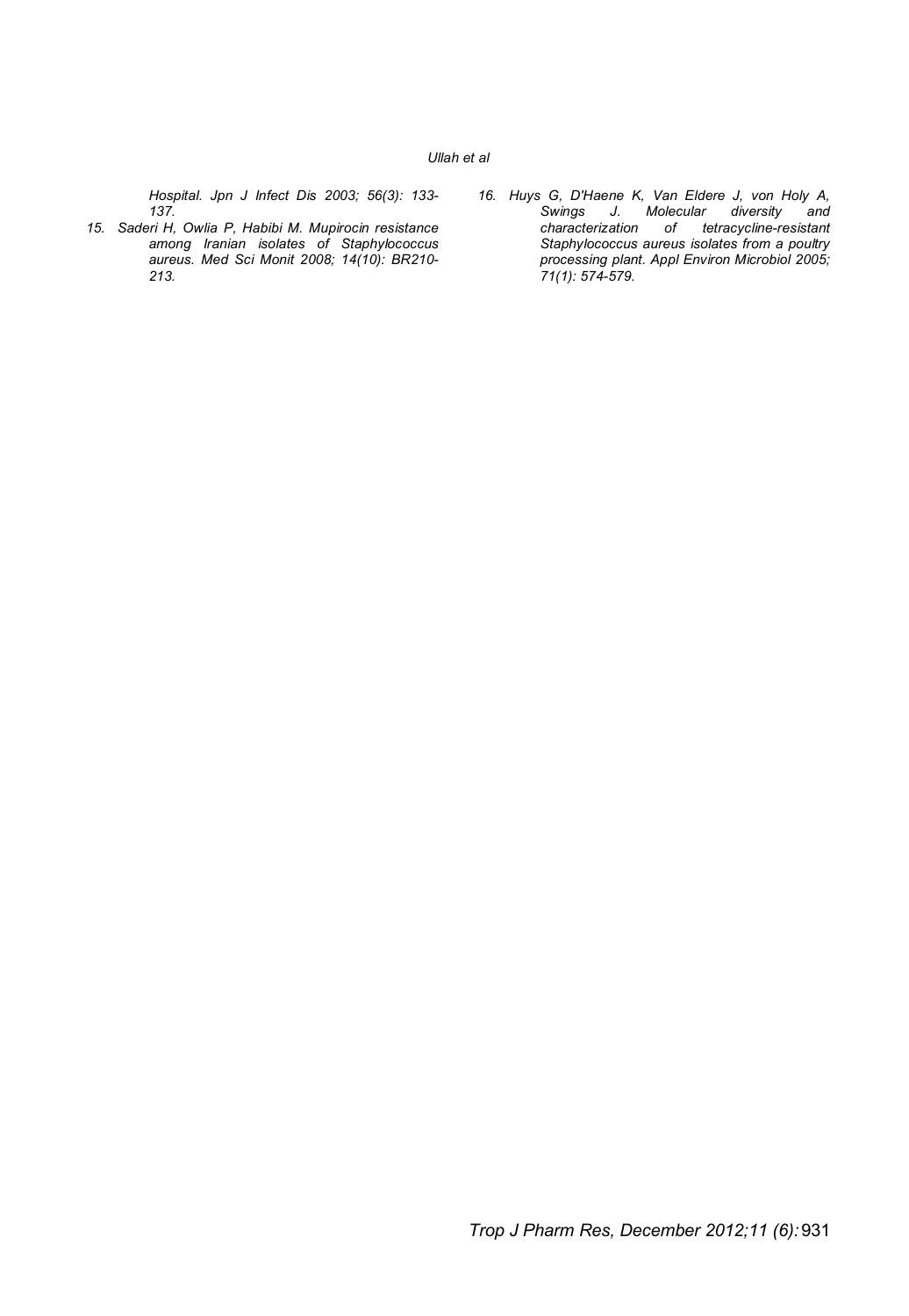Hospital. Jpn J Infect Dis 2003; 56(3): 133-137.

15. Saderi H, Owlia P, Habibi M. Mupirocin resistance among Iranian isolates of Staphylococcus aureus. Med Sci Monit 2008; 14(10): BR210-213.

16. Huys G, D'Haene K, Van Eldere J, von Holy A, Swings J. Molecular diversity and characterization of tetracycline-resistant Staphylococcus aureus isolates from a poultry processing plant. Appl Environ Microbiol 2005; 71(1): 574-579.